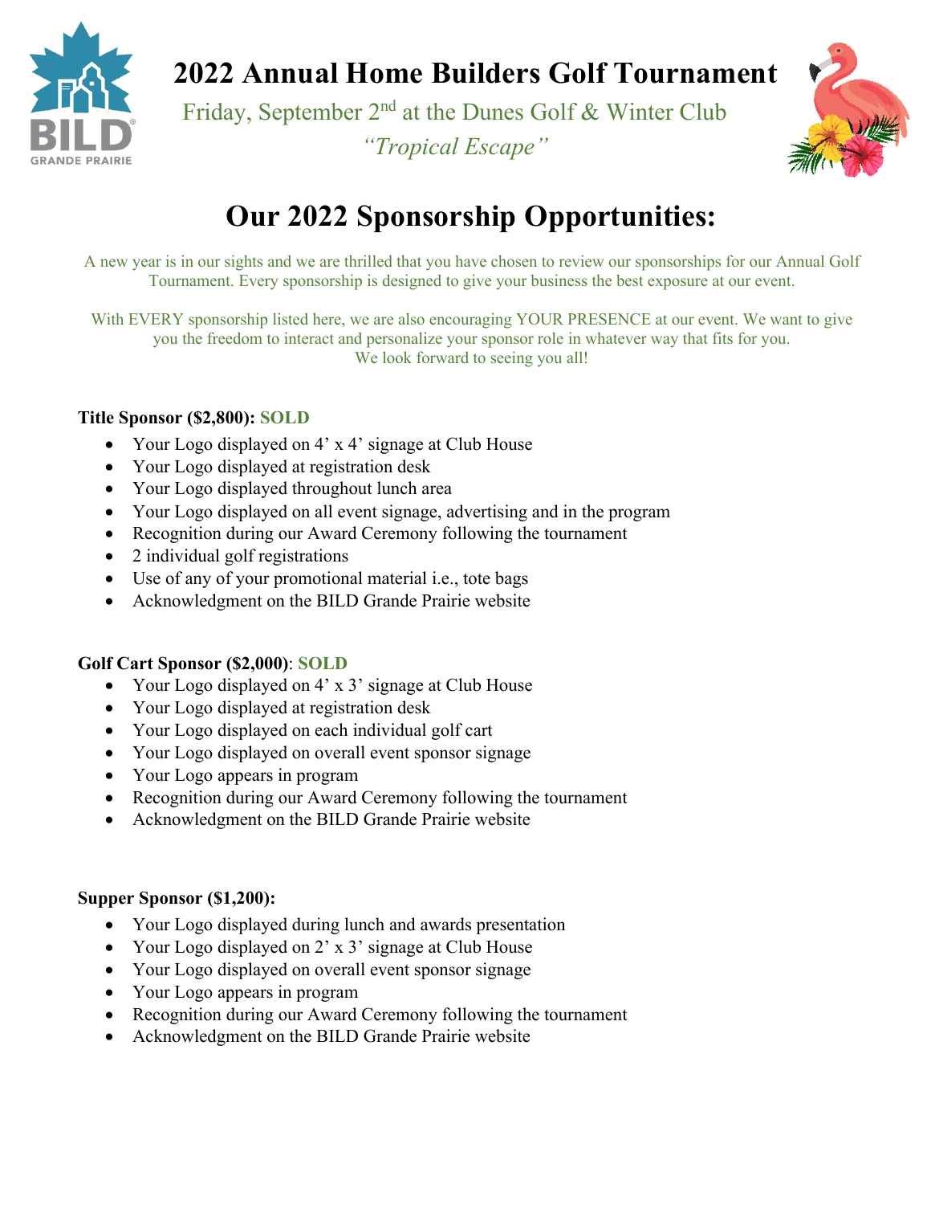# 2022 Annual Home Builders Golf Tournament

Friday, September 2nd at the Dunes Golf & Winter Club

*"Tropical Escape"*

## Our 2022 Sponsorship Opportunities:

A new year is in our sights and we are thrilled that you have chosen to review our sponsorships for our Annual Golf Tournament. Every sponsorship is designed to give your business the best exposure at our event.

With EVERY sponsorship listed here, we are also encouraging YOUR PRESENCE at our event. We want to give you the freedom to interact and personalize your sponsor role in whatever way that fits for you. We look forward to seeing you all!

**Title Sponsor ($2,800): SOLD**

- Your Logo displayed on 4' x 4' signage at Club House
- Your Logo displayed at registration desk
- Your Logo displayed throughout lunch area
- Your Logo displayed on all event signage, advertising and in the program
- Recognition during our Award Ceremony following the tournament
- 2 individual golf registrations
- Use of any of your promotional material i.e., tote bags
- Acknowledgment on the BILD Grande Prairie website

**Golf Cart Sponsor ($2,000): SOLD**

- Your Logo displayed on 4' x 3' signage at Club House
- Your Logo displayed at registration desk
- Your Logo displayed on each individual golf cart
- Your Logo displayed on overall event sponsor signage
- Your Logo appears in program
- Recognition during our Award Ceremony following the tournament
- Acknowledgment on the BILD Grande Prairie website

**Supper Sponsor ($1,200):**

- Your Logo displayed during lunch and awards presentation
- Your Logo displayed on 2' x 3' signage at Club House
- Your Logo displayed on overall event sponsor signage
- Your Logo appears in program
- Recognition during our Award Ceremony following the tournament
- Acknowledgment on the BILD Grande Prairie website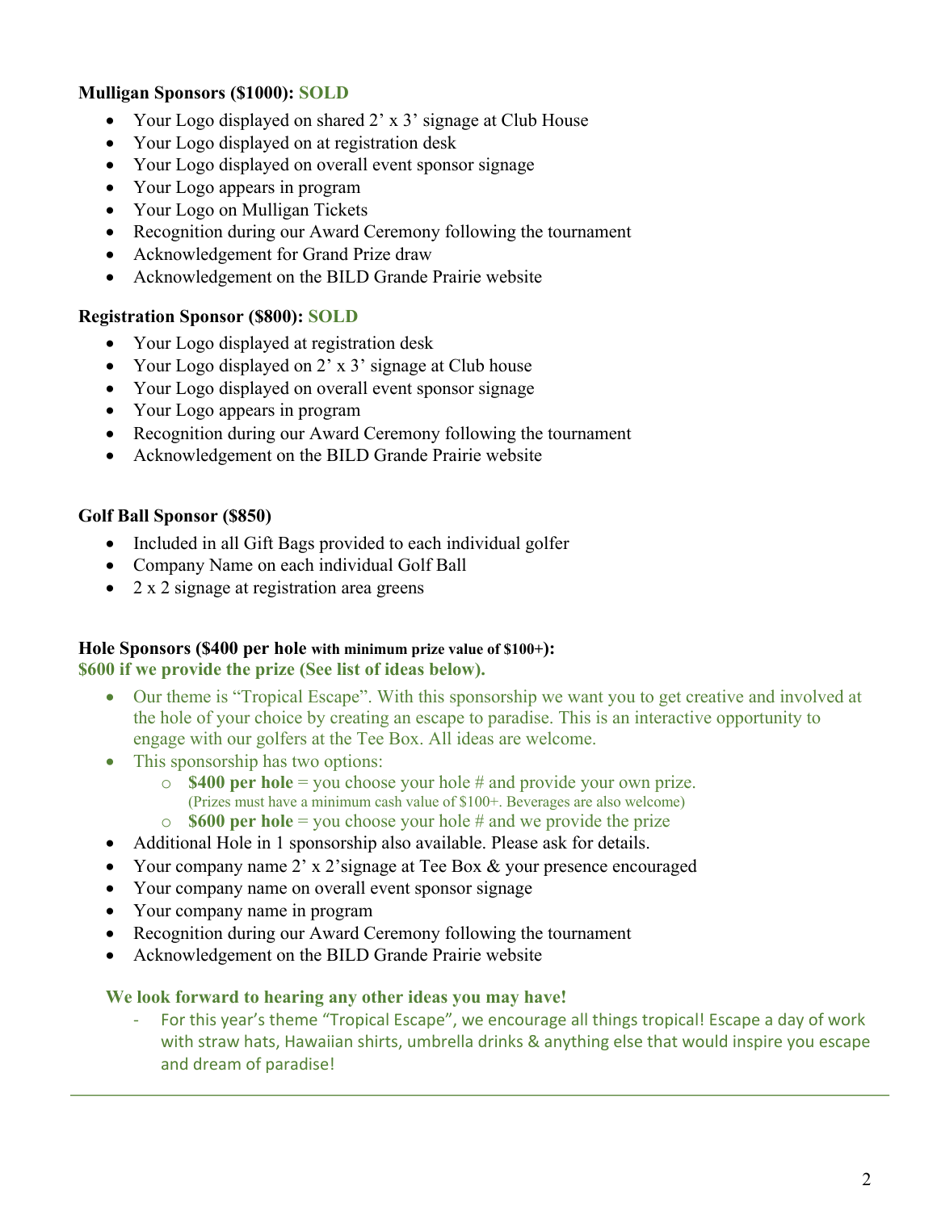**Mulligan Sponsors ($1000): SOLD**

- Your Logo displayed on shared 2' x 3' signage at Club House
- Your Logo displayed on at registration desk
- Your Logo displayed on overall event sponsor signage
- Your Logo appears in program
- Your Logo on Mulligan Tickets
- Recognition during our Award Ceremony following the tournament
- Acknowledgement for Grand Prize draw
- Acknowledgement on the BILD Grande Prairie website

**Registration Sponsor ($800): SOLD**

- Your Logo displayed at registration desk
- Your Logo displayed on 2' x 3' signage at Club house
- Your Logo displayed on overall event sponsor signage
- Your Logo appears in program
- Recognition during our Award Ceremony following the tournament
- Acknowledgement on the BILD Grande Prairie website

**Golf Ball Sponsor ($850)**

- Included in all Gift Bags provided to each individual golfer
- Company Name on each individual Golf Ball
- 2 x 2 signage at registration area greens

**Hole Sponsors ($400 per hole with minimum prize value of $100+):**
**$600 if we provide the prize (See list of ideas below).**

- Our theme is "Tropical Escape". With this sponsorship we want you to get creative and involved at the hole of your choice by creating an escape to paradise. This is an interactive opportunity to engage with our golfers at the Tee Box. All ideas are welcome.
- This sponsorship has two options:
    - **$400 per hole** = you choose your hole # and provide your own prize. (Prizes must have a minimum cash value of $100+. Beverages are also welcome)
    - **$600 per hole** = you choose your hole # and we provide the prize
- Additional Hole in 1 sponsorship also available. Please ask for details.
- Your company name 2' x 2'signage at Tee Box & your presence encouraged
- Your company name on overall event sponsor signage
- Your company name in program
- Recognition during our Award Ceremony following the tournament
- Acknowledgement on the BILD Grande Prairie website

**We look forward to hearing any other ideas you may have!**

- For this year's theme "Tropical Escape", we encourage all things tropical! Escape a day of work with straw hats, Hawaiian shirts, umbrella drinks & anything else that would inspire you escape and dream of paradise!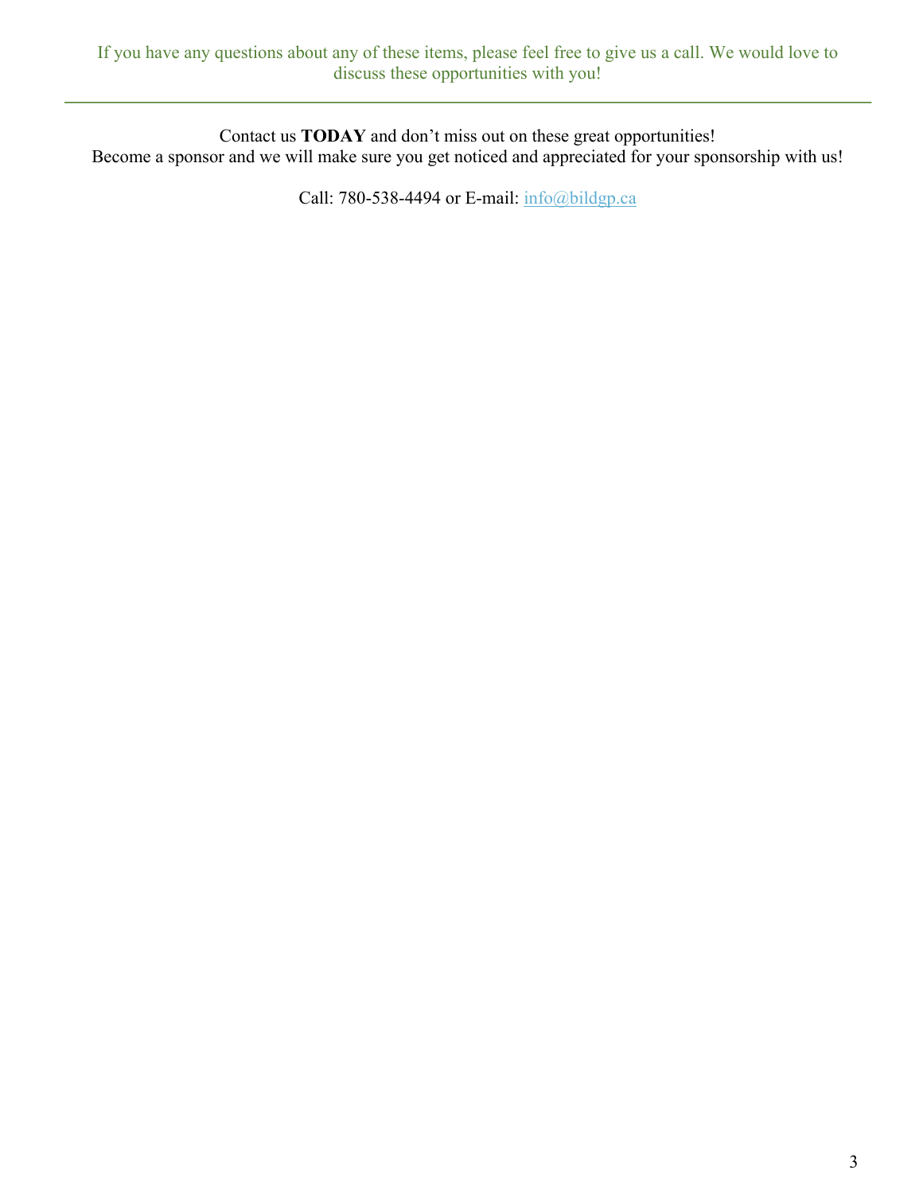If you have any questions about any of these items, please feel free to give us a call. We would love to discuss these opportunities with you!

---

Contact us **TODAY** and don't miss out on these great opportunities!
Become a sponsor and we will make sure you get noticed and appreciated for your sponsorship with us!

Call: 780-538-4494 or E-mail: info@bildgp.ca